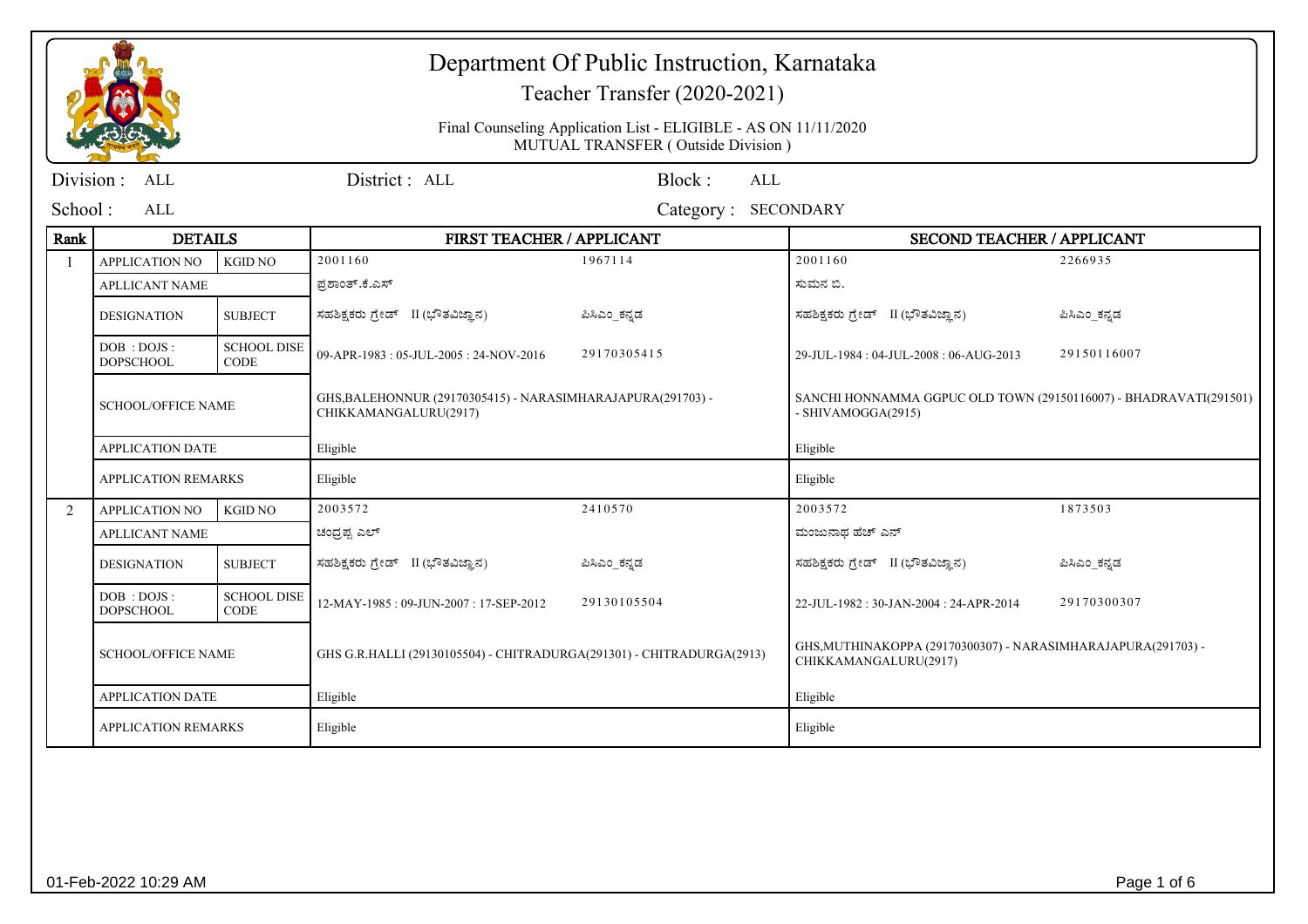# Department Of Public Instruction, Karnataka

Teacher Transfer (2020-2021)

Final Counseling Application List - ELIGIBLE - AS ON 11/11/2020
MUTUAL TRANSFER ( Outside Division )

Division : ALL District : ALL Block : ALL

School : ALL Category : SECONDARY

| Rank | DETAILS | | FIRST TEACHER / APPLICANT | | SECOND TEACHER / APPLICANT | |
|---|---|---|---|---|---|---|
| 1 | APPLICATION NO | KGID NO | 2001160 | 1967114 | 2001160 | 2266935 |
| | APLLICANT NAME | | ಪ್ರಶಾಂತ್.ಕೆ.ಎಸ್ | | ಸುಮನ ಬಿ. | |
| | DESIGNATION | SUBJECT | ಸಹಶಿಕ್ಷಕರು ಗ್ರೇಡ್ II (ಭೌತವಿಜ್ಞಾನ) | ಪಿಸಿಎಂ_ಕನ್ನಡ | ಸಹಶಿಕ್ಷಕರು ಗ್ರೇಡ್ II (ಭೌತವಿಜ್ಞಾನ) | ಪಿಸಿಎಂ_ಕನ್ನಡ |
| | DOB : DOJS : DOPSCHOOL | SCHOOL DISE CODE | 09-APR-1983 : 05-JUL-2005 : 24-NOV-2016 | 29170305415 | 29-JUL-1984 : 04-JUL-2008 : 06-AUG-2013 | 29150116007 |
| | SCHOOL/OFFICE NAME | | GHS,BALEHONNUR (29170305415) - NARASIMHARAJAPURA(291703) - CHIKKAMANGALURU(2917) | | SANCHI HONNAMMA GGPUC OLD TOWN (29150116007) - BHADRAVATI(291501) - SHIVAMOGGA(2915) | |
| | APPLICATION DATE | | Eligible | | Eligible | |
| | APPLICATION REMARKS | | Eligible | | Eligible | |
| 2 | APPLICATION NO | KGID NO | 2003572 | 2410570 | 2003572 | 1873503 |
| | APLLICANT NAME | | ಚಂದ್ರಪ್ಪ ಎಲ್ | | ಮಂಜುನಾಥ ಹೆಚ್ ಎನ್ | |
| | DESIGNATION | SUBJECT | ಸಹಶಿಕ್ಷಕರು ಗ್ರೇಡ್ II (ಭೌತವಿಜ್ಞಾನ) | ಪಿಸಿಎಂ_ಕನ್ನಡ | ಸಹಶಿಕ್ಷಕರು ಗ್ರೇಡ್ II (ಭೌತವಿಜ್ಞಾನ) | ಪಿಸಿಎಂ_ಕನ್ನಡ |
| | DOB : DOJS : DOPSCHOOL | SCHOOL DISE CODE | 12-MAY-1985 : 09-JUN-2007 : 17-SEP-2012 | 29130105504 | 22-JUL-1982 : 30-JAN-2004 : 24-APR-2014 | 29170300307 |
| | SCHOOL/OFFICE NAME | | GHS G.R.HALLI (29130105504) - CHITRADURGA(291301) - CHITRADURGA(2913) | | GHS,MUTHINAKOPPA (29170300307) - NARASIMHARAJAPURA(291703) - CHIKKAMANGALURU(2917) | |
| | APPLICATION DATE | | Eligible | | Eligible | |
| | APPLICATION REMARKS | | Eligible | | Eligible | |

01-Feb-2022 10:29 AM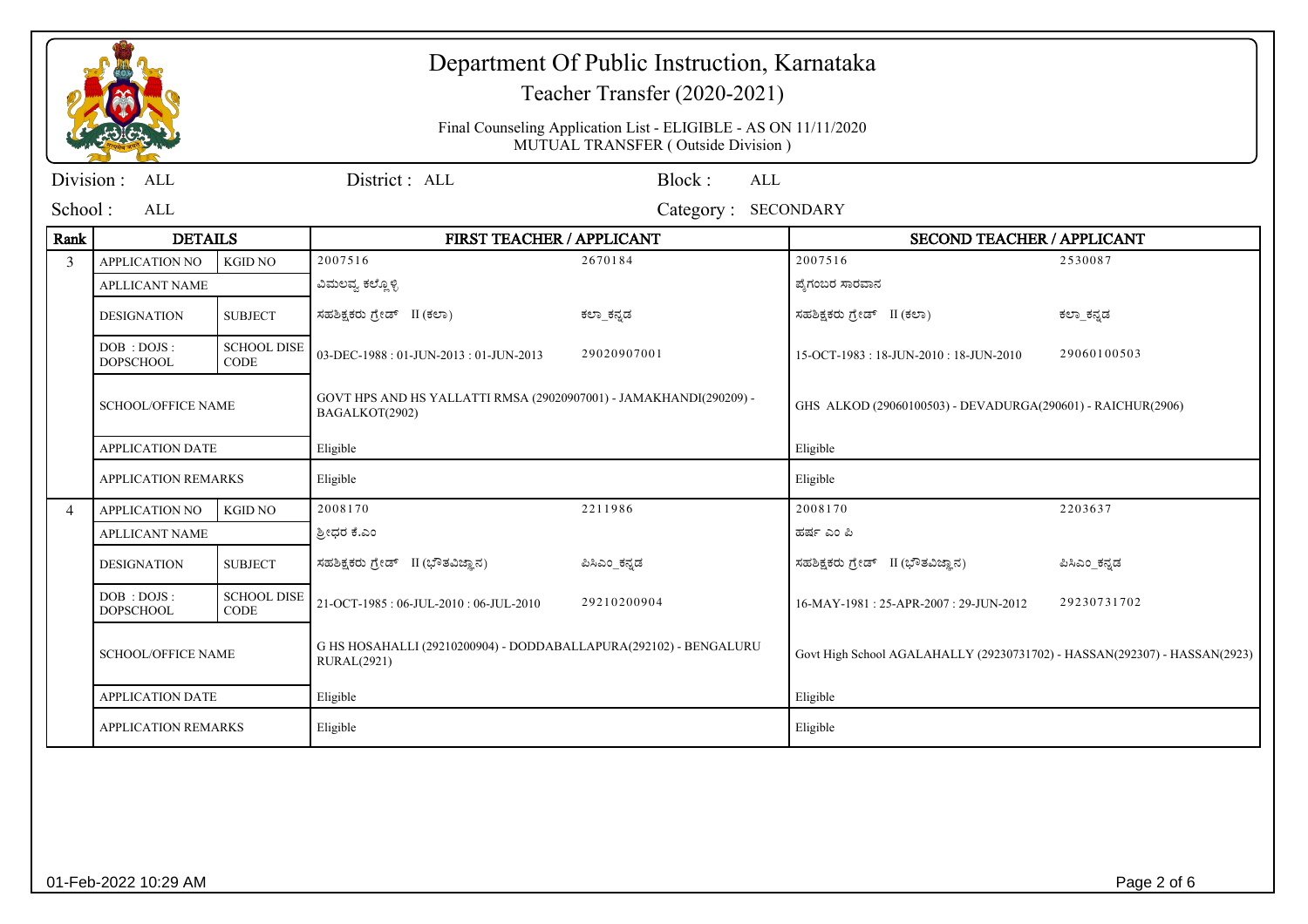# Department Of Public Instruction, Karnataka

Teacher Transfer (2020-2021)

Final Counseling Application List - ELIGIBLE - AS ON 11/11/2020
MUTUAL TRANSFER ( Outside Division )

Division : ALL | District : ALL | Block : ALL

School : ALL | Category : SECONDARY

| Rank | DETAILS | | FIRST TEACHER / APPLICANT | | SECOND TEACHER / APPLICANT | |
|---|---|---|---|---|---|---|
| 3 | APPLICATION NO | KGID NO | 2007516 | 2670184 | 2007516 | 2530087 |
| | APLLICANT NAME | | ವಿಮಲವ್ವ ಕಲ್ಲೊಳ್ಳಿ | | ಪೈಗಂಬರ ಸಾರವಾನ | |
| | DESIGNATION | SUBJECT | ಸಹಶಿಕ್ಷಕರು ಗ್ರೇಡ್ II (ಕಲಾ) | ಕಲಾ_ಕನ್ನಡ | ಸಹಶಿಕ್ಷಕರು ಗ್ರೇಡ್ II (ಕಲಾ) | ಕಲಾ_ಕನ್ನಡ |
| | DOB : DOJS : DOPSCHOOL | SCHOOL DISE CODE | 03-DEC-1988 : 01-JUN-2013 : 01-JUN-2013 | 29020907001 | 15-OCT-1983 : 18-JUN-2010 : 18-JUN-2010 | 29060100503 |
| | SCHOOL/OFFICE NAME | | GOVT HPS AND HS YALLATTI RMSA (29020907001) - JAMAKHANDI(290209) - BAGALKOT(2902) | | GHS ALKOD (29060100503) - DEVADURGA(290601) - RAICHUR(2906) | |
| | APPLICATION DATE | | Eligible | | Eligible | |
| | APPLICATION REMARKS | | Eligible | | Eligible | |
| 4 | APPLICATION NO | KGID NO | 2008170 | 2211986 | 2008170 | 2203637 |
| | APLLICANT NAME | | ಶ್ರೀಧರ ಕೆ.ಎಂ | | ಹರ್ಷ ಎಂ ಪಿ | |
| | DESIGNATION | SUBJECT | ಸಹಶಿಕ್ಷಕರು ಗ್ರೇಡ್ II (ಭೌತವಿಜ್ಞಾನ) | ಪಿಸಿಎಂ_ಕನ್ನಡ | ಸಹಶಿಕ್ಷಕರು ಗ್ರೇಡ್ II (ಭೌತವಿಜ್ಞಾನ) | ಪಿಸಿಎಂ_ಕನ್ನಡ |
| | DOB : DOJS : DOPSCHOOL | SCHOOL DISE CODE | 21-OCT-1985 : 06-JUL-2010 : 06-JUL-2010 | 29210200904 | 16-MAY-1981 : 25-APR-2007 : 29-JUN-2012 | 29230731702 |
| | SCHOOL/OFFICE NAME | | G HS HOSAHALLI (29210200904) - DODDABALLAPURA(292102) - BENGALURU RURAL(2921) | | Govt High School AGALAHALLY (29230731702) - HASSAN(292307) - HASSAN(2923) | |
| | APPLICATION DATE | | Eligible | | Eligible | |
| | APPLICATION REMARKS | | Eligible | | Eligible | |

01-Feb-2022 10:29 AM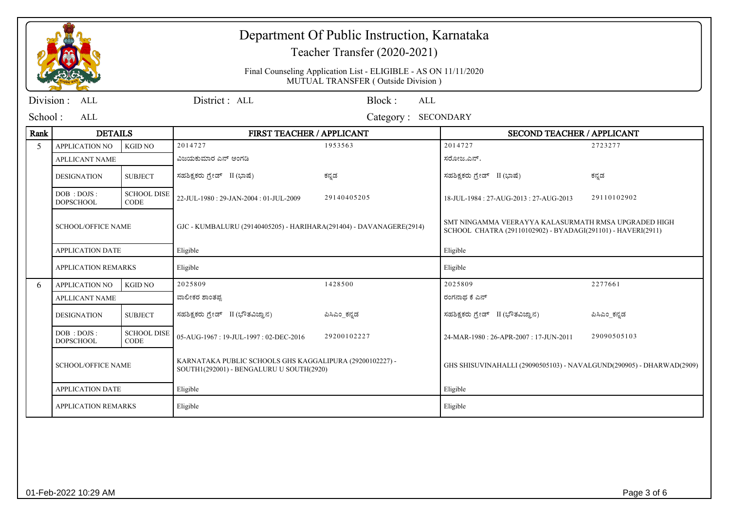# Department Of Public Instruction, Karnataka

Teacher Transfer (2020-2021)

Final Counseling Application List - ELIGIBLE - AS ON 11/11/2020

MUTUAL TRANSFER ( Outside Division )

Division : ALL | District : ALL | Block : ALL

School : ALL | Category : SECONDARY

| Rank | DETAILS | | FIRST TEACHER / APPLICANT | | SECOND TEACHER / APPLICANT | |
|---|---|---|---|---|---|---|
| 5 | APPLICATION NO | KGID NO | 2014727 | 1953563 | 2014727 | 2723277 |
| | APLLICANT NAME | | ವಿಜಯಕುಮಾರ ಎನ್ ಅಂಗಡಿ | | ಸರೋಜ.ಎನ್. | |
| | DESIGNATION | SUBJECT | ಸಹಶಿಕ್ಷಕರು ಗ್ರೇಡ್ II (ಭಾಷೆ) | ಕನ್ನಡ | ಸಹಶಿಕ್ಷಕರು ಗ್ರೇಡ್ II (ಭಾಷೆ) | ಕನ್ನಡ |
| | DOB : DOJS : DOPSCHOOL | SCHOOL DISE CODE | 22-JUL-1980 : 29-JAN-2004 : 01-JUL-2009 | 29140405205 | 18-JUL-1984 : 27-AUG-2013 : 27-AUG-2013 | 29110102902 |
| | SCHOOL/OFFICE NAME | | GJC - KUMBALURU (29140405205) - HARIHARA(291404) - DAVANAGERE(2914) | | SMT NINGAMMA VEERAYYA KALASURMATH RMSA UPGRADED HIGH SCHOOL CHATRA (29110102902) - BYADAGI(291101) - HAVERI(2911) | |
| | APPLICATION DATE | | Eligible | | Eligible | |
| | APPLICATION REMARKS | | Eligible | | Eligible | |
| 6 | APPLICATION NO | KGID NO | 2025809 | 1428500 | 2025809 | 2277661 |
| | APLLICANT NAME | | ವಾಲೀಕರ ಶಾಂತಪ್ಪ | | ರಂಗನಾಥ ಕೆ ಎನ್ | |
| | DESIGNATION | SUBJECT | ಸಹಶಿಕ್ಷಕರು ಗ್ರೇಡ್ II (ಭೌತವಿಜ್ಞಾನ) | ಪಿಸಿಎಂ_ಕನ್ನಡ | ಸಹಶಿಕ್ಷಕರು ಗ್ರೇಡ್ II (ಭೌತವಿಜ್ಞಾನ) | ಪಿಸಿಎಂ_ಕನ್ನಡ |
| | DOB : DOJS : DOPSCHOOL | SCHOOL DISE CODE | 05-AUG-1967 : 19-JUL-1997 : 02-DEC-2016 | 29200102227 | 24-MAR-1980 : 26-APR-2007 : 17-JUN-2011 | 29090505103 |
| | SCHOOL/OFFICE NAME | | KARNATAKA PUBLIC SCHOOLS GHS KAGGALIPURA (29200102227) - SOUTH1(292001) - BENGALURU U SOUTH(2920) | | GHS SHISUVINAHALLI (29090505103) - NAVALGUND(290905) - DHARWAD(2909) | |
| | APPLICATION DATE | | Eligible | | Eligible | |
| | APPLICATION REMARKS | | Eligible | | Eligible | |

01-Feb-2022 10:29 AM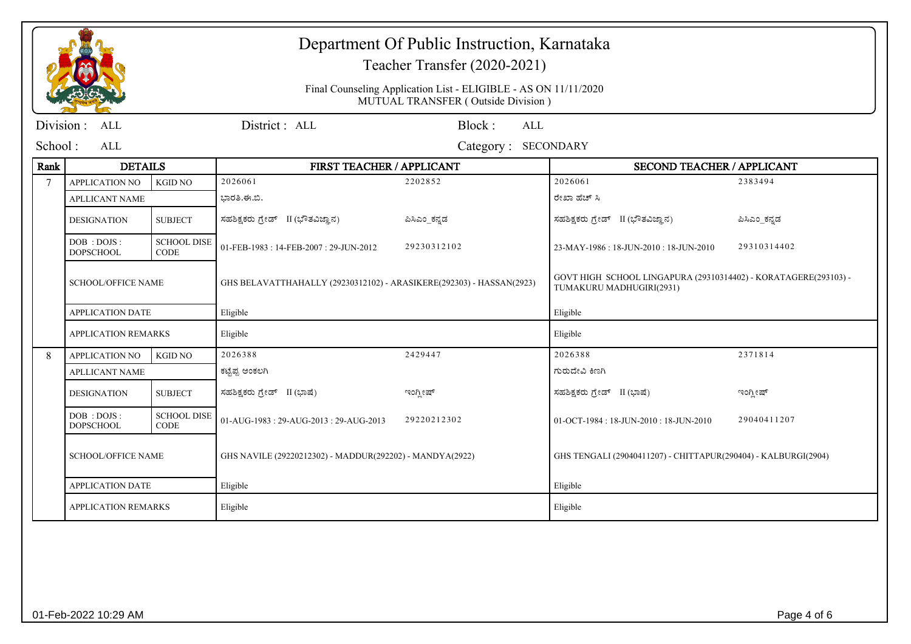# Department Of Public Instruction, Karnataka

Teacher Transfer (2020-2021)

Final Counseling Application List - ELIGIBLE - AS ON 11/11/2020

MUTUAL TRANSFER ( Outside Division )

Division : ALL | District : ALL | Block : ALL

School : ALL | Category : SECONDARY

| Rank | DETAILS | | FIRST TEACHER / APPLICANT | | SECOND TEACHER / APPLICANT | |
|---|---|---|---|---|---|---|
| 7 | APPLICATION NO | KGID NO | 2026061 | 2202852 | 2026061 | 2383494 |
| | APLLICANT NAME | | ಭಾರತಿ.ಈ.ಬಿ. | | ರೇಖಾ ಹೆಚ್ ಸಿ | |
| | DESIGNATION | SUBJECT | ಸಹಶಿಕ್ಷಕರು ಗ್ರೇಡ್ II (ಭೌತವಿಜ್ಞಾನ) | ಪಿಸಿಎಂ_ಕನ್ನಡ | ಸಹಶಿಕ್ಷಕರು ಗ್ರೇಡ್ II (ಭೌತವಿಜ್ಞಾನ) | ಪಿಸಿಎಂ_ಕನ್ನಡ |
| | DOB : DOJS : DOPSCHOOL | SCHOOL DISE CODE | 01-FEB-1983 : 14-FEB-2007 : 29-JUN-2012 | 29230312102 | 23-MAY-1986 : 18-JUN-2010 : 18-JUN-2010 | 29310314402 |
| | SCHOOL/OFFICE NAME | | GHS BELAVATTHAHALLY (29230312102) - ARASIKERE(292303) - HASSAN(2923) | | GOVT HIGH SCHOOL LINGAPURA (29310314402) - KORATAGERE(293103) - TUMAKURU MADHUGIRI(2931) | |
| | APPLICATION DATE | | Eligible | | Eligible | |
| | APPLICATION REMARKS | | Eligible | | Eligible | |
| 8 | APPLICATION NO | KGID NO | 2026388 | 2429447 | 2026388 | 2371814 |
| | APLLICANT NAME | | ಕಟ್ಟೆಪ್ಪ ಅಂಕಲಗಿ | | ಗುರುದೇವಿ ಕಿಣಗಿ | |
| | DESIGNATION | SUBJECT | ಸಹಶಿಕ್ಷಕರು ಗ್ರೇಡ್ II (ಭಾಷೆ) | ಇಂಗ್ಲೀಷ್ | ಸಹಶಿಕ್ಷಕರು ಗ್ರೇಡ್ II (ಭಾಷೆ) | ಇಂಗ್ಲೀಷ್ |
| | DOB : DOJS : DOPSCHOOL | SCHOOL DISE CODE | 01-AUG-1983 : 29-AUG-2013 : 29-AUG-2013 | 29220212302 | 01-OCT-1984 : 18-JUN-2010 : 18-JUN-2010 | 29040411207 |
| | SCHOOL/OFFICE NAME | | GHS NAVILE (29220212302) - MADDUR(292202) - MANDYA(2922) | | GHS TENGALI (29040411207) - CHITTAPUR(290404) - KALBURGI(2904) | |
| | APPLICATION DATE | | Eligible | | Eligible | |
| | APPLICATION REMARKS | | Eligible | | Eligible | |

01-Feb-2022 10:29 AM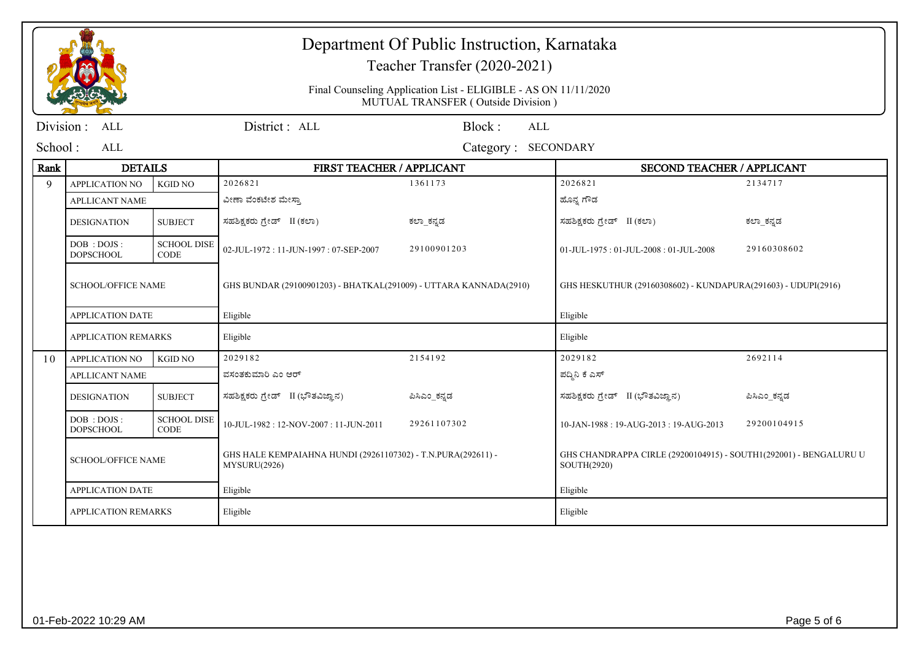# Department Of Public Instruction, Karnataka

Teacher Transfer (2020-2021)

Final Counseling Application List - ELIGIBLE - AS ON 11/11/2020
MUTUAL TRANSFER ( Outside Division )

Division : ALL | District : ALL | Block : ALL

School : ALL | Category : SECONDARY

| Rank | DETAILS | | FIRST TEACHER / APPLICANT | | SECOND TEACHER / APPLICANT | |
|---|---|---|---|---|---|---|
| 9 | APPLICATION NO | KGID NO | 2026821 | 1361173 | 2026821 | 2134717 |
| | APLLICANT NAME | | ವೀಣಾ ವೆಂಕಟೇಶ ಮೇಸ್ತಾ | | ಹೊನ್ನ ಗೌಡ | |
| | DESIGNATION | SUBJECT | ಸಹಶಿಕ್ಷಕರು ಗ್ರೇಡ್ II (ಕಲಾ) | ಕಲಾ_ಕನ್ನಡ | ಸಹಶಿಕ್ಷಕರು ಗ್ರೇಡ್ II (ಕಲಾ) | ಕಲಾ_ಕನ್ನಡ |
| | DOB : DOJS : DOPSCHOOL | SCHOOL DISE CODE | 02-JUL-1972 : 11-JUN-1997 : 07-SEP-2007 | 29100901203 | 01-JUL-1975 : 01-JUL-2008 : 01-JUL-2008 | 29160308602 |
| | SCHOOL/OFFICE NAME | | GHS BUNDAR (29100901203) - BHATKAL(291009) - UTTARA KANNADA(2910) | | GHS HESKUTHUR (29160308602) - KUNDAPURA(291603) - UDUPI(2916) | |
| | APPLICATION DATE | | Eligible | | Eligible | |
| | APPLICATION REMARKS | | Eligible | | Eligible | |
| 10 | APPLICATION NO | KGID NO | 2029182 | 2154192 | 2029182 | 2692114 |
| | APLLICANT NAME | | ವಸಂತಕುಮಾರಿ ಎಂ ಆರ್ | | ಪದ್ಮಿನಿ ಕೆ ಎಸ್ | |
| | DESIGNATION | SUBJECT | ಸಹಶಿಕ್ಷಕರು ಗ್ರೇಡ್ II (ಭೌತವಿಜ್ಞಾನ) | ಪಿಸಿಎಂ_ಕನ್ನಡ | ಸಹಶಿಕ್ಷಕರು ಗ್ರೇಡ್ II (ಭೌತವಿಜ್ಞಾನ) | ಪಿಸಿಎಂ_ಕನ್ನಡ |
| | DOB : DOJS : DOPSCHOOL | SCHOOL DISE CODE | 10-JUL-1982 : 12-NOV-2007 : 11-JUN-2011 | 29261107302 | 10-JAN-1988 : 19-AUG-2013 : 19-AUG-2013 | 29200104915 |
| | SCHOOL/OFFICE NAME | | GHS HALE KEMPAIAHNA HUNDI (29261107302) - T.N.PURA(292611) - MYSURU(2926) | | GHS CHANDRAPPA CIRLE (29200104915) - SOUTH1(292001) - BENGALURU U SOUTH(2920) | |
| | APPLICATION DATE | | Eligible | | Eligible | |
| | APPLICATION REMARKS | | Eligible | | Eligible | |

01-Feb-2022 10:29 AM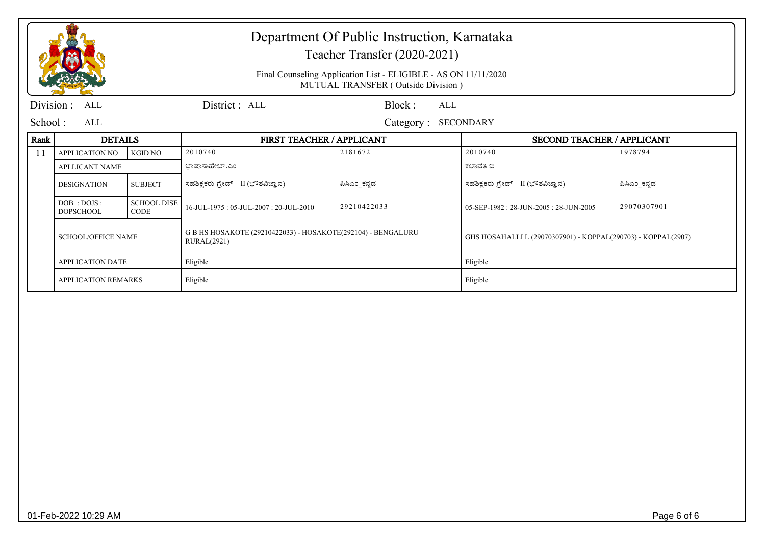# Department Of Public Instruction, Karnataka

Teacher Transfer (2020-2021)

Final Counseling Application List - ELIGIBLE - AS ON 11/11/2020
MUTUAL TRANSFER ( Outside Division )

Division : ALL    District : ALL    Block : ALL

School : ALL    Category : SECONDARY

| Rank | DETAILS | | FIRST TEACHER / APPLICANT | | SECOND TEACHER / APPLICANT | |
|---|---|---|---|---|---|---|
| 11 | APPLICATION NO | KGID NO | 2010740 | 2181672 | 2010740 | 1978794 |
| | APLLICANT NAME | | ಭಾಷಾಸಾಹೇಬ್.ಎಂ | | ಕಲಾವತಿ ಬಿ | |
| | DESIGNATION | SUBJECT | ಸಹಶಿಕ್ಷಕರು ಗ್ರೇಡ್ II (ಭೌತವಿಜ್ಞಾನ) | ಪಿಸಿಎಂ_ಕನ್ನಡ | ಸಹಶಿಕ್ಷಕರು ಗ್ರೇಡ್ II (ಭೌತವಿಜ್ಞಾನ) | ಪಿಸಿಎಂ_ಕನ್ನಡ |
| | DOB : DOJS : DOPSCHOOL | SCHOOL DISE CODE | 16-JUL-1975 : 05-JUL-2007 : 20-JUL-2010 | 29210422033 | 05-SEP-1982 : 28-JUN-2005 : 28-JUN-2005 | 29070307901 |
| | SCHOOL/OFFICE NAME | | G B HS HOSAKOTE (29210422033) - HOSAKOTE(292104) - BENGALURU RURAL(2921) | | GHS HOSAHALLI L (29070307901) - KOPPAL(290703) - KOPPAL(2907) | |
| | APPLICATION DATE | | Eligible | | Eligible | |
| | APPLICATION REMARKS | | Eligible | | Eligible | |

01-Feb-2022 10:29 AM